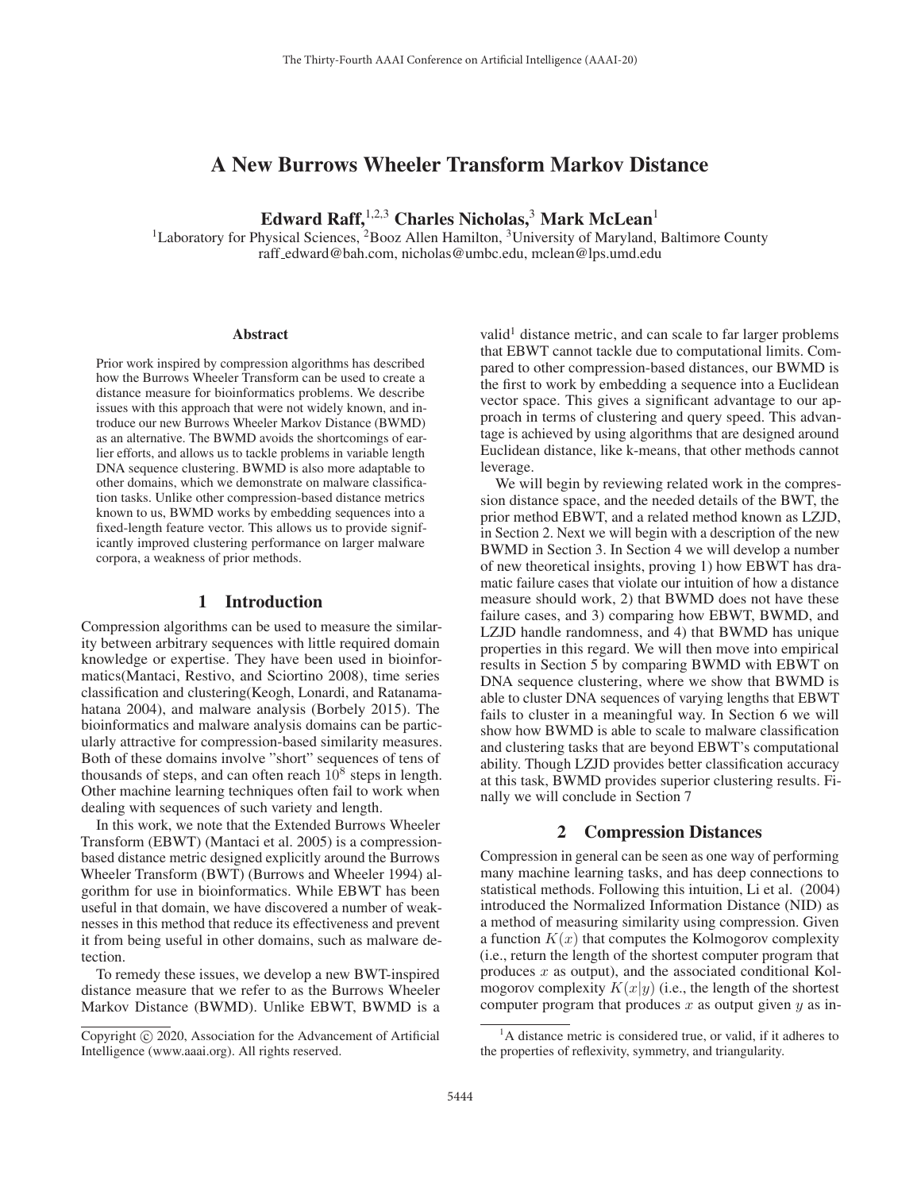# A New Burrows Wheeler Transform Markov Distance

**Edward Raff,**[1,2,3] **Charles Nicholas,**[3] **Mark McLean**[1]

[1]Laboratory for Physical Sciences, [2]Booz Allen Hamilton, [3]University of Maryland, Baltimore County
raff_edward@bah.com, nicholas@umbc.edu, mclean@lps.umd.edu

### Abstract

Prior work inspired by compression algorithms has described how the Burrows Wheeler Transform can be used to create a distance measure for bioinformatics problems. We describe issues with this approach that were not widely known, and introduce our new Burrows Wheeler Markov Distance (BWMD) as an alternative. The BWMD avoids the shortcomings of earlier efforts, and allows us to tackle problems in variable length DNA sequence clustering. BWMD is also more adaptable to other domains, which we demonstrate on malware classification tasks. Unlike other compression-based distance metrics known to us, BWMD works by embedding sequences into a fixed-length feature vector. This allows us to provide significantly improved clustering performance on larger malware corpora, a weakness of prior methods.

## 1 Introduction

Compression algorithms can be used to measure the similarity between arbitrary sequences with little required domain knowledge or expertise. They have been used in bioinformatics(Mantaci, Restivo, and Sciortino 2008), time series classification and clustering(Keogh, Lonardi, and Ratanamahatana 2004), and malware analysis (Borbely 2015). The bioinformatics and malware analysis domains can be particularly attractive for compression-based similarity measures. Both of these domains involve "short" sequences of tens of thousands of steps, and can often reach $10^8$ steps in length. Other machine learning techniques often fail to work when dealing with sequences of such variety and length.

In this work, we note that the Extended Burrows Wheeler Transform (EBWT) (Mantaci et al. 2005) is a compression-based distance metric designed explicitly around the Burrows Wheeler Transform (BWT) (Burrows and Wheeler 1994) algorithm for use in bioinformatics. While EBWT has been useful in that domain, we have discovered a number of weaknesses in this method that reduce its effectiveness and prevent it from being useful in other domains, such as malware detection.

To remedy these issues, we develop a new BWT-inspired distance measure that we refer to as the Burrows Wheeler Markov Distance (BWMD). Unlike EBWT, BWMD is a valid[1] distance metric, and can scale to far larger problems that EBWT cannot tackle due to computational limits. Compared to other compression-based distances, our BWMD is the first to work by embedding a sequence into a Euclidean vector space. This gives a significant advantage to our approach in terms of clustering and query speed. This advantage is achieved by using algorithms that are designed around Euclidean distance, like k-means, that other methods cannot leverage.

We will begin by reviewing related work in the compression distance space, and the needed details of the BWT, the prior method EBWT, and a related method known as LZJD, in Section 2. Next we will begin with a description of the new BWMD in Section 3. In Section 4 we will develop a number of new theoretical insights, proving 1) how EBWT has dramatic failure cases that violate our intuition of how a distance measure should work, 2) that BWMD does not have these failure cases, and 3) comparing how EBWT, BWMD, and LZJD handle randomness, and 4) that BWMD has unique properties in this regard. We will then move into empirical results in Section 5 by comparing BWMD with EBWT on DNA sequence clustering, where we show that BWMD is able to cluster DNA sequences of varying lengths that EBWT fails to cluster in a meaningful way. In Section 6 we will show how BWMD is able to scale to malware classification and clustering tasks that are beyond EBWT's computational ability. Though LZJD provides better classification accuracy at this task, BWMD provides superior clustering results. Finally we will conclude in Section 7

## 2 Compression Distances

Compression in general can be seen as one way of performing many machine learning tasks, and has deep connections to statistical methods. Following this intuition, Li et al. (2004) introduced the Normalized Information Distance (NID) as a method of measuring similarity using compression. Given a function $K(x)$ that computes the Kolmogorov complexity (i.e., return the length of the shortest computer program that produces $x$ as output), and the associated conditional Kolmogorov complexity $K(x|y)$ (i.e., the length of the shortest computer program that produces $x$ as output given $y$ as in-

[1]A distance metric is considered true, or valid, if it adheres to the properties of reflexivity, symmetry, and triangularity.

Copyright © 2020, Association for the Advancement of Artificial Intelligence (www.aaai.org). All rights reserved.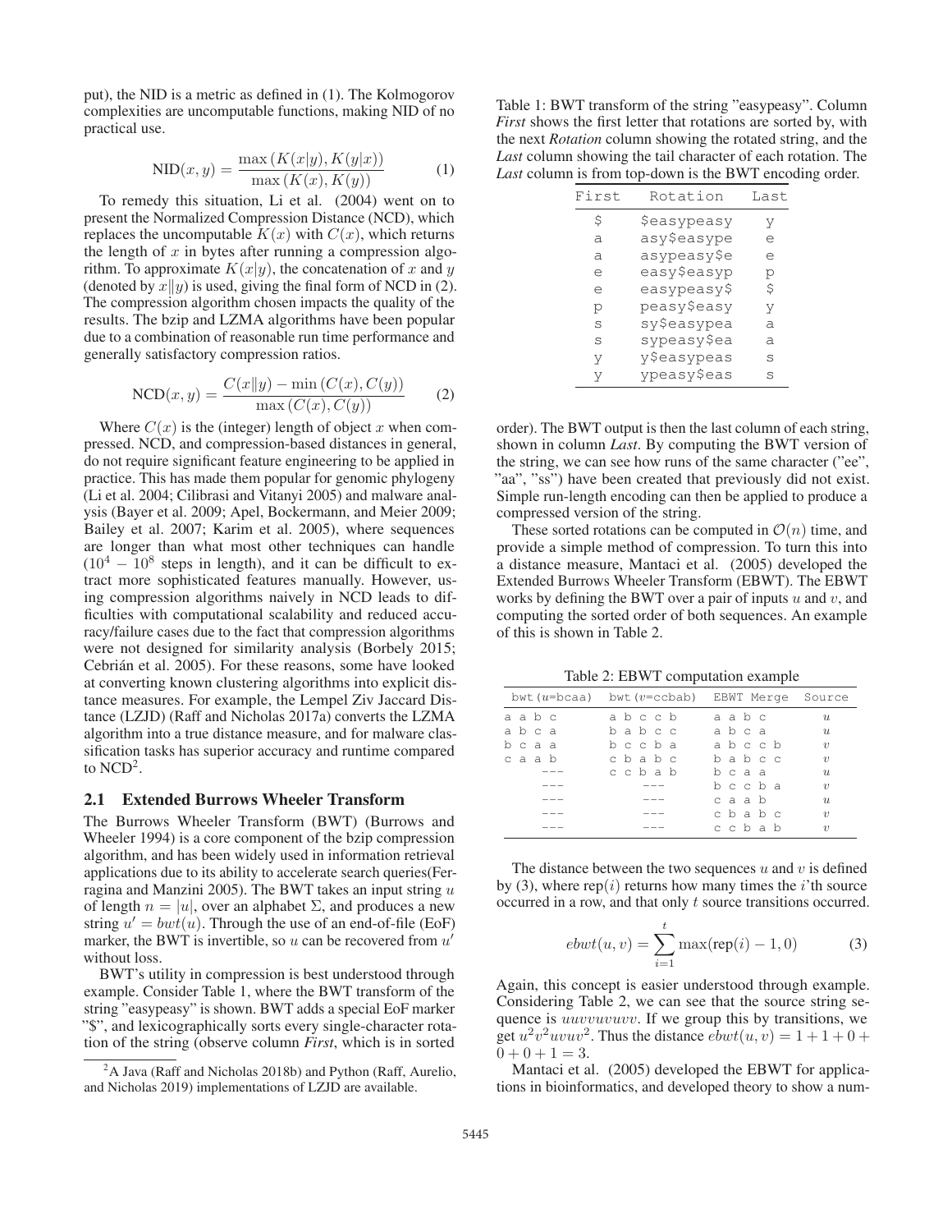put), the NID is a metric as defined in (1). The Kolmogorov complexities are uncomputable functions, making NID of no practical use.

$$\text{NID}(x, y) = \frac{\max(K(x|y), K(y|x))}{\max(K(x), K(y))} \quad (1)$$

To remedy this situation, Li et al. (2004) went on to present the Normalized Compression Distance (NCD), which replaces the uncomputable $K(x)$ with $C(x)$, which returns the length of $x$ in bytes after running a compression algorithm. To approximate $K(x|y)$, the concatenation of $x$ and $y$ (denoted by $x\|y$) is used, giving the final form of NCD in (2). The compression algorithm chosen impacts the quality of the results. The bzip and LZMA algorithms have been popular due to a combination of reasonable run time performance and generally satisfactory compression ratios.

$$\text{NCD}(x, y) = \frac{C(x\|y) - \min(C(x), C(y))}{\max(C(x), C(y))} \quad (2)$$

Where $C(x)$ is the (integer) length of object $x$ when compressed. NCD, and compression-based distances in general, do not require significant feature engineering to be applied in practice. This has made them popular for genomic phylogeny (Li et al. 2004; Cilibrasi and Vitanyi 2005) and malware analysis (Bayer et al. 2009; Apel, Bockermann, and Meier 2009; Bailey et al. 2007; Karim et al. 2005), where sequences are longer than what most other techniques can handle ($10^4 - 10^8$ steps in length), and it can be difficult to extract more sophisticated features manually. However, using compression algorithms naively in NCD leads to difficulties with computational scalability and reduced accuracy/failure cases due to the fact that compression algorithms were not designed for similarity analysis (Borbely 2015; Cebrián et al. 2005). For these reasons, some have looked at converting known clustering algorithms into explicit distance measures. For example, the Lempel Ziv Jaccard Distance (LZJD) (Raff and Nicholas 2017a) converts the LZMA algorithm into a true distance measure, and for malware classification tasks has superior accuracy and runtime compared to NCD[2].

## 2.1 Extended Burrows Wheeler Transform

The Burrows Wheeler Transform (BWT) (Burrows and Wheeler 1994) is a core component of the bzip compression algorithm, and has been widely used in information retrieval applications due to its ability to accelerate search queries (Ferragina and Manzini 2005). The BWT takes an input string $u$ of length $n = |u|$, over an alphabet $\Sigma$, and produces a new string $u' = bwt(u)$. Through the use of an end-of-file (EoF) marker, the BWT is invertible, so $u$ can be recovered from $u'$ without loss.

BWT's utility in compression is best understood through example. Consider Table 1, where the BWT transform of the string "easypeasy" is shown. BWT adds a special EoF marker "$", and lexicographically sorts every single-character rotation of the string (observe column *First*, which is in sorted order). The BWT output is then the last column of each string, shown in column *Last*. By computing the BWT version of the string, we can see how runs of the same character ("ee", "aa", "ss") have been created that previously did not exist. Simple run-length encoding can then be applied to produce a compressed version of the string.

Table 1: BWT transform of the string "easypeasy". Column *First* shows the first letter that rotations are sorted by, with the next *Rotation* column showing the rotated string, and the *Last* column showing the tail character of each rotation. The *Last* column is from top-down is the BWT encoding order.

| First | Rotation | Last |
|---|---|---|
| $ | $easypeasy | y |
| a | asy$easype | e |
| a | asypeasy$e | e |
| e | easy$easyp | p |
| e | easypeasy$ | $ |
| p | peasy$easy | y |
| s | sy$easypea | a |
| s | sypeasy$ea | a |
| y | y$easypeas | s |
| y | ypeasy$eas | s |

These sorted rotations can be computed in $\mathcal{O}(n)$ time, and provide a simple method of compression. To turn this into a distance measure, Mantaci et al. (2005) developed the Extended Burrows Wheeler Transform (EBWT). The EBWT works by defining the BWT over a pair of inputs $u$ and $v$, and computing the sorted order of both sequences. An example of this is shown in Table 2.

Table 2: EBWT computation example

| bwt(u=bcaa) | bwt(v=ccbab) | EBWT Merge | Source |
|---|---|---|---|
| a a b c | a b c c b | a a b c | $u$ |
| a b c a | b a b c c | a b c a | $u$ |
| b c a a | b c c b a | a b c c b | $v$ |
| c a a b | c b a b c | b a b c c | $v$ |
| --- | c c b a b | b c a a | $u$ |
| --- | --- | b c c b a | $v$ |
| --- | --- | c a a b | $u$ |
| --- | --- | c b a b c | $v$ |
| --- | --- | c c b a b | $v$ |

The distance between the two sequences $u$ and $v$ is defined by (3), where $\text{rep}(i)$ returns how many times the $i$'th source occurred in a row, and that only $t$ source transitions occurred.

$$ebwt(u, v) = \sum_{i=1}^{t} \max(\text{rep}(i) - 1, 0) \quad (3)$$

Again, this concept is easier understood through example. Considering Table 2, we can see that the source string sequence is $uuvvuvuvv$. If we group this by transitions, we get $u^2v^2uvuv^2$. Thus the distance $ebwt(u, v) = 1 + 1 + 0 + 0 + 0 + 1 = 3$.

Mantaci et al. (2005) developed the EBWT for applications in bioinformatics, and developed theory to show a num-

[2] A Java (Raff and Nicholas 2018b) and Python (Raff, Aurelio, and Nicholas 2019) implementations of LZJD are available.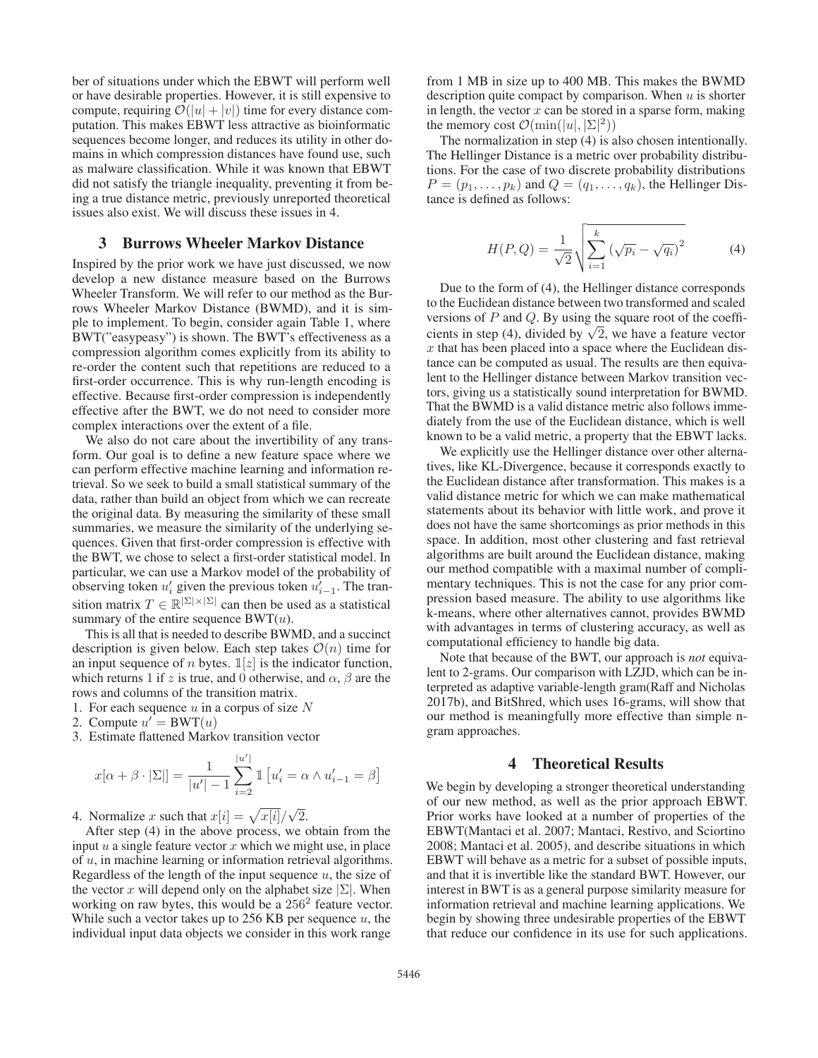ber of situations under which the EBWT will perform well or have desirable properties. However, it is still expensive to compute, requiring $\mathcal{O}(|u| + |v|)$ time for every distance computation. This makes EBWT less attractive as bioinformatic sequences become longer, and reduces its utility in other domains in which compression distances have found use, such as malware classification. While it was known that EBWT did not satisfy the triangle inequality, preventing it from being a true distance metric, previously unreported theoretical issues also exist. We will discuss these issues in 4.

## 3 Burrows Wheeler Markov Distance

Inspired by the prior work we have just discussed, we now develop a new distance measure based on the Burrows Wheeler Transform. We will refer to our method as the Burrows Wheeler Markov Distance (BWMD), and it is simple to implement. To begin, consider again Table 1, where BWT("easypeasy") is shown. The BWT's effectiveness as a compression algorithm comes explicitly from its ability to re-order the content such that repetitions are reduced to a first-order occurrence. This is why run-length encoding is effective. Because first-order compression is independently effective after the BWT, we do not need to consider more complex interactions over the extent of a file.

We also do not care about the invertibility of any transform. Our goal is to define a new feature space where we can perform effective machine learning and information retrieval. So we seek to build a small statistical summary of the data, rather than build an object from which we can recreate the original data. By measuring the similarity of these small summaries, we measure the similarity of the underlying sequences. Given that first-order compression is effective with the BWT, we chose to select a first-order statistical model. In particular, we can use a Markov model of the probability of observing token $u'_i$ given the previous token $u'_{i-1}$. The transition matrix $T \in \mathbb{R}^{|\Sigma| \times |\Sigma|}$ can then be used as a statistical summary of the entire sequence $\text{BWT}(u)$.

This is all that is needed to describe BWMD, and a succinct description is given below. Each step takes $\mathcal{O}(n)$ time for an input sequence of $n$ bytes. $\mathbb{1}[z]$ is the indicator function, which returns 1 if $z$ is true, and 0 otherwise, and $\alpha$, $\beta$ are the rows and columns of the transition matrix.

1. For each sequence $u$ in a corpus of size $N$
2. Compute $u' = \text{BWT}(u)$
3. Estimate flattened Markov transition vector

$$x[\alpha + \beta \cdot |\Sigma|] = \frac{1}{|u'| - 1} \sum_{i=2}^{|u'|} \mathbb{1}\left[u'_i = \alpha \wedge u'_{i-1} = \beta\right]$$

4. Normalize $x$ such that $x[i] = \sqrt{x[i]}/\sqrt{2}$.

After step (4) in the above process, we obtain from the input $u$ a single feature vector $x$ which we might use, in place of $u$, in machine learning or information retrieval algorithms. Regardless of the length of the input sequence $u$, the size of the vector $x$ will depend only on the alphabet size $|\Sigma|$. When working on raw bytes, this would be a $256^2$ feature vector. While such a vector takes up to 256 KB per sequence $u$, the individual input data objects we consider in this work range from 1 MB in size up to 400 MB. This makes the BWMD description quite compact by comparison. When $u$ is shorter in length, the vector $x$ can be stored in a sparse form, making the memory cost $\mathcal{O}(\min(|u|, |\Sigma|^2))$

The normalization in step (4) is also chosen intentionally. The Hellinger Distance is a metric over probability distributions. For the case of two discrete probability distributions $P = (p_1, \ldots, p_k)$ and $Q = (q_1, \ldots, q_k)$, the Hellinger Distance is defined as follows:

$$H(P, Q) = \frac{1}{\sqrt{2}} \sqrt{\sum_{i=1}^{k} \left(\sqrt{p_i} - \sqrt{q_i}\right)^2} \qquad (4)$$

Due to the form of (4), the Hellinger distance corresponds to the Euclidean distance between two transformed and scaled versions of $P$ and $Q$. By using the square root of the coefficients in step (4), divided by $\sqrt{2}$, we have a feature vector $x$ that has been placed into a space where the Euclidean distance can be computed as usual. The results are then equivalent to the Hellinger distance between Markov transition vectors, giving us a statistically sound interpretation for BWMD. That the BWMD is a valid distance metric also follows immediately from the use of the Euclidean distance, which is well known to be a valid metric, a property that the EBWT lacks.

We explicitly use the Hellinger distance over other alternatives, like KL-Divergence, because it corresponds exactly to the Euclidean distance after transformation. This makes is a valid distance metric for which we can make mathematical statements about its behavior with little work, and prove it does not have the same shortcomings as prior methods in this space. In addition, most other clustering and fast retrieval algorithms are built around the Euclidean distance, making our method compatible with a maximal number of complimentary techniques. This is not the case for any prior compression based measure. The ability to use algorithms like k-means, where other alternatives cannot, provides BWMD with advantages in terms of clustering accuracy, as well as computational efficiency to handle big data.

Note that because of the BWT, our approach is *not* equivalent to 2-grams. Our comparison with LZJD, which can be interpreted as adaptive variable-length gram(Raff and Nicholas 2017b), and BitShred, which uses 16-grams, will show that our method is meaningfully more effective than simple n-gram approaches.

## 4 Theoretical Results

We begin by developing a stronger theoretical understanding of our new method, as well as the prior approach EBWT. Prior works have looked at a number of properties of the EBWT(Mantaci et al. 2007; Mantaci, Restivo, and Sciortino 2008; Mantaci et al. 2005), and describe situations in which EBWT will behave as a metric for a subset of possible inputs, and that it is invertible like the standard BWT. However, our interest in BWT is as a general purpose similarity measure for information retrieval and machine learning applications. We begin by showing three undesirable properties of the EBWT that reduce our confidence in its use for such applications.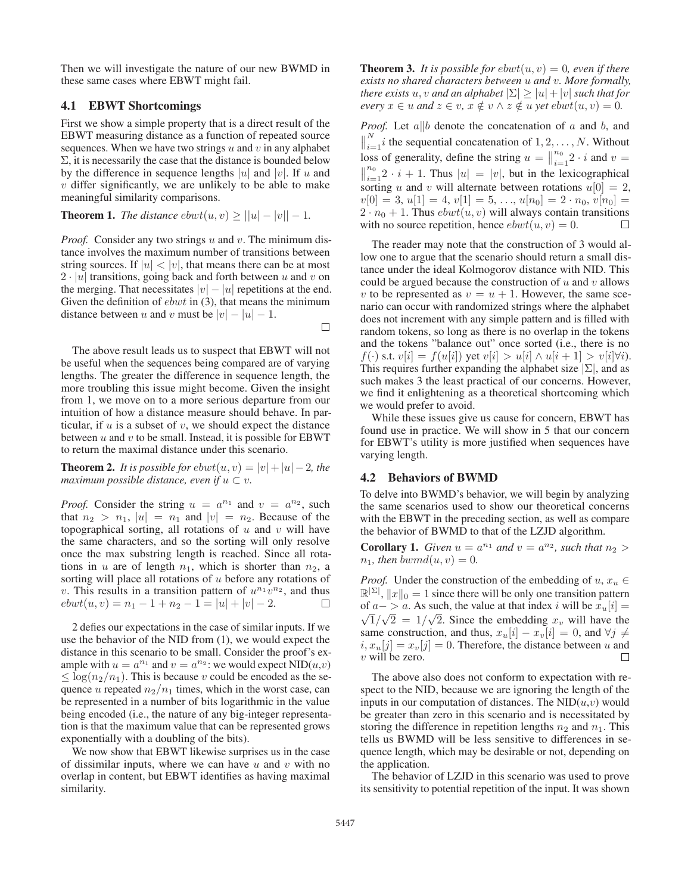Then we will investigate the nature of our new BWMD in these same cases where EBWT might fail.

### 4.1 EBWT Shortcomings

First we show a simple property that is a direct result of the EBWT measuring distance as a function of repeated source sequences. When we have two strings $u$ and $v$ in any alphabet $\Sigma$, it is necessarily the case that the distance is bounded below by the difference in sequence lengths $|u|$ and $|v|$. If $u$ and $v$ differ significantly, we are unlikely to be able to make meaningful similarity comparisons.

**Theorem 1.** *The distance* $ebwt(u, v) \geq ||u| - |v|| - 1$.

*Proof.* Consider any two strings $u$ and $v$. The minimum distance involves the maximum number of transitions between string sources. If $|u| < |v|$, that means there can be at most $2 \cdot |u|$ transitions, going back and forth between $u$ and $v$ on the merging. That necessitates $|v| - |u|$ repetitions at the end. Given the definition of $ebwt$ in (3), that means the minimum distance between $u$ and $v$ must be $|v| - |u| - 1$. □

The above result leads us to suspect that EBWT will not be useful when the sequences being compared are of varying lengths. The greater the difference in sequence length, the more troubling this issue might become. Given the insight from 1, we move on to a more serious departure from our intuition of how a distance measure should behave. In particular, if $u$ is a subset of $v$, we should expect the distance between $u$ and $v$ to be small. Instead, it is possible for EBWT to return the maximal distance under this scenario.

**Theorem 2.** *It is possible for* $ebwt(u, v) = |v| + |u| - 2$*, the maximum possible distance, even if* $u \subset v$.

*Proof.* Consider the string $u = a^{n_1}$ and $v = a^{n_2}$, such that $n_2 > n_1$, $|u| = n_1$ and $|v| = n_2$. Because of the topographical sorting, all rotations of $u$ and $v$ will have the same characters, and so the sorting will only resolve once the max substring length is reached. Since all rotations in $u$ are of length $n_1$, which is shorter than $n_2$, a sorting will place all rotations of $u$ before any rotations of $v$. This results in a transition pattern of $u^{n_1}v^{n_2}$, and thus $ebwt(u, v) = n_1 - 1 + n_2 - 1 = |u| + |v| - 2$. □

2 defies our expectations in the case of similar inputs. If we use the behavior of the NID from (1), we would expect the distance in this scenario to be small. Consider the proof's example with $u = a^{n_1}$ and $v = a^{n_2}$: we would expect NID($u$,$v$) $\leq \log(n_2/n_1)$. This is because $v$ could be encoded as the sequence $u$ repeated $n_2/n_1$ times, which in the worst case, can be represented in a number of bits logarithmic in the value being encoded (i.e., the nature of any big-integer representation is that the maximum value that can be represented grows exponentially with a doubling of the bits).

We now show that EBWT likewise surprises us in the case of dissimilar inputs, where we can have $u$ and $v$ with no overlap in content, but EBWT identifies as having maximal similarity.

**Theorem 3.** *It is possible for* $ebwt(u, v) = 0$*, even if there exists no shared characters between* $u$ *and* $v$*. More formally, there exists* $u, v$ *and an alphabet* $|\Sigma| \geq |u| + |v|$ *such that for every* $x \in u$ *and* $z \in v$*,* $x \notin v \wedge z \notin u$ *yet* $ebwt(u, v) = 0$.

*Proof.* Let $a \| b$ denote the concatenation of $a$ and $b$, and $\|_{i=1}^{N} i$ the sequential concatenation of $1, 2, \ldots, N$. Without loss of generality, define the string $u = \|_{i=1}^{n_0} 2 \cdot i$ and $v = \|_{i=1}^{n_0} 2 \cdot i + 1$. Thus $|u| = |v|$, but in the lexicographical sorting $u$ and $v$ will alternate between rotations $u[0] = 2$, $v[0] = 3$, $u[1] = 4$, $v[1] = 5$, $\ldots$, $u[n_0] = 2 \cdot n_0$, $v[n_0] = 2 \cdot n_0 + 1$. Thus $ebwt(u, v)$ will always contain transitions with no source repetition, hence $ebwt(u, v) = 0$. □

The reader may note that the construction of 3 would allow one to argue that the scenario should return a small distance under the ideal Kolmogorov distance with NID. This could be argued because the construction of $u$ and $v$ allows $v$ to be represented as $v = u + 1$. However, the same scenario can occur with randomized strings where the alphabet does not increment with any simple pattern and is filled with random tokens, so long as there is no overlap in the tokens and the tokens "balance out" once sorted (i.e., there is no $f(\cdot)$ s.t. $v[i] = f(u[i])$ yet $v[i] > u[i] \wedge u[i + 1] > v[i] \forall i$). This requires further expanding the alphabet size $|\Sigma|$, and as such makes 3 the least practical of our concerns. However, we find it enlightening as a theoretical shortcoming which we would prefer to avoid.

While these issues give us cause for concern, EBWT has found use in practice. We will show in 5 that our concern for EBWT's utility is more justified when sequences have varying length.

### 4.2 Behaviors of BWMD

To delve into BWMD's behavior, we will begin by analyzing the same scenarios used to show our theoretical concerns with the EBWT in the preceding section, as well as compare the behavior of BWMD to that of the LZJD algorithm.

**Corollary 1.** *Given* $u = a^{n_1}$ *and* $v = a^{n_2}$*, such that* $n_2 > n_1$*, then* $bwmd(u, v) = 0$.

*Proof.* Under the construction of the embedding of $u$, $x_u \in \mathbb{R}^{|\Sigma|}$, $\|x\|_0 = 1$ since there will be only one transition pattern of $a -> a$. As such, the value at that index $i$ will be $x_u[i] = \sqrt{1}/\sqrt{2} = 1/\sqrt{2}$. Since the embedding $x_v$ will have the same construction, and thus, $x_u[i] - x_v[i] = 0$, and $\forall j \neq i, x_u[j] = x_v[j] = 0$. Therefore, the distance between $u$ and $v$ will be zero. □

The above also does not conform to expectation with respect to the NID, because we are ignoring the length of the inputs in our computation of distances. The NID($u$,$v$) would be greater than zero in this scenario and is necessitated by storing the difference in repetition lengths $n_2$ and $n_1$. This tells us BWMD will be less sensitive to differences in sequence length, which may be desirable or not, depending on the application.

The behavior of LZJD in this scenario was used to prove its sensitivity to potential repetition of the input. It was shown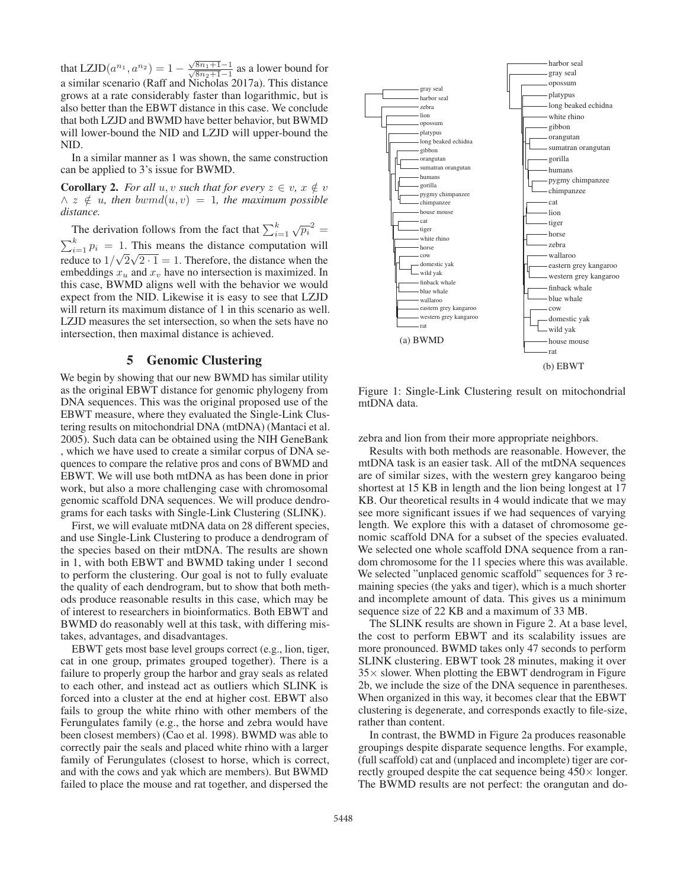that $\text{LZJD}(a^{n_1}, a^{n_2}) = 1 - \frac{\sqrt{8n_1+1}-1}{\sqrt{8n_2+1}-1}$ as a lower bound for a similar scenario (Raff and Nicholas 2017a). This distance grows at a rate considerably faster than logarithmic, but is also better than the EBWT distance in this case. We conclude that both LZJD and BWMD have better behavior, but BWMD will lower-bound the NID and LZJD will upper-bound the NID.

In a similar manner as 1 was shown, the same construction can be applied to 3's issue for BWMD.

**Corollary 2.** *For all $u, v$ such that for every $z \in v$, $x \notin v$ $\wedge$ $z \notin u$, then $bwmd(u, v) = 1$, the maximum possible distance.*

The derivation follows from the fact that $\sum_{i=1}^{k} \sqrt{p_i}^2 = \sum_{i=1}^{k} p_i = 1$. This means the distance computation will reduce to $1/\sqrt{2}\sqrt{2 \cdot 1} = 1$. Therefore, the distance when the embeddings $x_u$ and $x_v$ have no intersection is maximized. In this case, BWMD aligns well with the behavior we would expect from the NID. Likewise it is easy to see that LZJD will return its maximum distance of 1 in this scenario as well. LZJD measures the set intersection, so when the sets have no intersection, then maximal distance is achieved.

## 5 Genomic Clustering

We begin by showing that our new BWMD has similar utility as the original EBWT distance for genomic phylogeny from DNA sequences. This was the original proposed use of the EBWT measure, where they evaluated the Single-Link Clustering results on mitochondrial DNA (mtDNA) (Mantaci et al. 2005). Such data can be obtained using the NIH GeneBank , which we have used to create a similar corpus of DNA sequences to compare the relative pros and cons of BWMD and EBWT. We will use both mtDNA as has been done in prior work, but also a more challenging case with chromosomal genomic scaffold DNA sequences. We will produce dendrograms for each tasks with Single-Link Clustering (SLINK).

First, we will evaluate mtDNA data on 28 different species, and use Single-Link Clustering to produce a dendrogram of the species based on their mtDNA. The results are shown in 1, with both EBWT and BWMD taking under 1 second to perform the clustering. Our goal is not to fully evaluate the quality of each dendrogram, but to show that both methods produce reasonable results in this case, which may be of interest to researchers in bioinformatics. Both EBWT and BWMD do reasonably well at this task, with differing mistakes, advantages, and disadvantages.

EBWT gets most base level groups correct (e.g., lion, tiger, cat in one group, primates grouped together). There is a failure to properly group the harbor and gray seals as related to each other, and instead act as outliers which SLINK is forced into a cluster at the end at higher cost. EBWT also fails to group the white rhino with other members of the Ferungulates family (e.g., the horse and zebra would have been closest members) (Cao et al. 1998). BWMD was able to correctly pair the seals and placed white rhino with a larger family of Ferungulates (closest to horse, which is correct, and with the cows and yak which are members). But BWMD failed to place the mouse and rat together, and dispersed the zebra and lion from their more appropriate neighbors.

(a) BWMD

(b) EBWT

Figure 1: Single-Link Clustering result on mitochondrial mtDNA data.

Results with both methods are reasonable. However, the mtDNA task is an easier task. All of the mtDNA sequences are of similar sizes, with the western grey kangaroo being shortest at 15 KB in length and the lion being longest at 17 KB. Our theoretical results in 4 would indicate that we may see more significant issues if we had sequences of varying length. We explore this with a dataset of chromosome genomic scaffold DNA for a subset of the species evaluated. We selected one whole scaffold DNA sequence from a random chromosome for the 11 species where this was available. We selected "unplaced genomic scaffold" sequences for 3 remaining species (the yaks and tiger), which is a much shorter and incomplete amount of data. This gives us a minimum sequence size of 22 KB and a maximum of 33 MB.

The SLINK results are shown in Figure 2. At a base level, the cost to perform EBWT and its scalability issues are more pronounced. BWMD takes only 47 seconds to perform SLINK clustering. EBWT took 28 minutes, making it over 35× slower. When plotting the EBWT dendrogram in Figure 2b, we include the size of the DNA sequence in parentheses. When organized in this way, it becomes clear that the EBWT clustering is degenerate, and corresponds exactly to file-size, rather than content.

In contrast, the BWMD in Figure 2a produces reasonable groupings despite disparate sequence lengths. For example, (full scaffold) cat and (unplaced and incomplete) tiger are correctly grouped despite the cat sequence being 450× longer. The BWMD results are not perfect: the orangutan and do-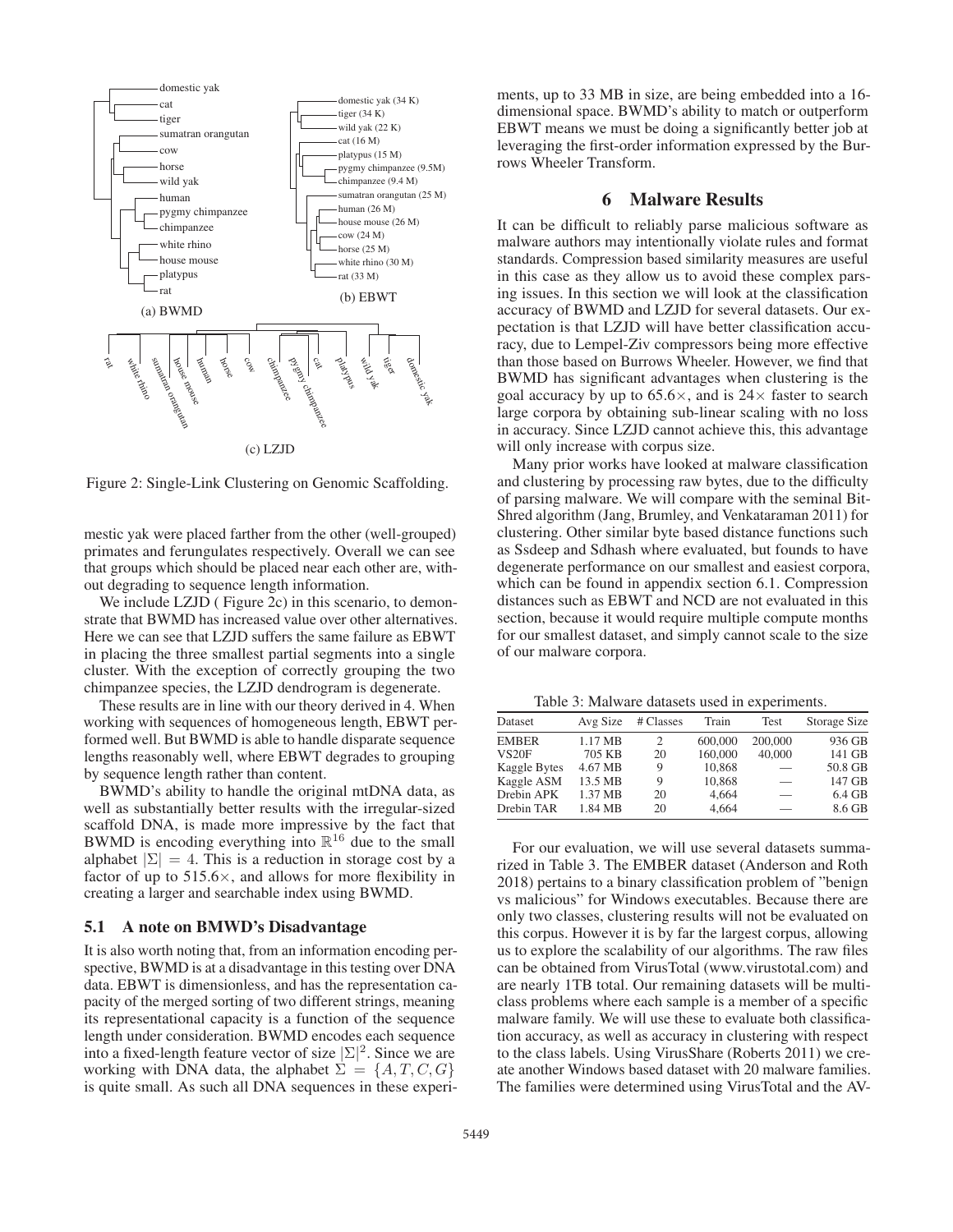Figure 2: Single-Link Clustering on Genomic Scaffolding.

mestic yak were placed farther from the other (well-grouped) primates and ferungulates respectively. Overall we can see that groups which should be placed near each other are, without degrading to sequence length information.

We include LZJD ( Figure 2c) in this scenario, to demonstrate that BWMD has increased value over other alternatives. Here we can see that LZJD suffers the same failure as EBWT in placing the three smallest partial segments into a single cluster. With the exception of correctly grouping the two chimpanzee species, the LZJD dendrogram is degenerate.

These results are in line with our theory derived in 4. When working with sequences of homogeneous length, EBWT performed well. But BWMD is able to handle disparate sequence lengths reasonably well, where EBWT degrades to grouping by sequence length rather than content.

BWMD's ability to handle the original mtDNA data, as well as substantially better results with the irregular-sized scaffold DNA, is made more impressive by the fact that BWMD is encoding everything into $\mathbb{R}^{16}$ due to the small alphabet $|\Sigma| = 4$. This is a reduction in storage cost by a factor of up to 515.6×, and allows for more flexibility in creating a larger and searchable index using BWMD.

### 5.1 A note on BMWD's Disadvantage

It is also worth noting that, from an information encoding perspective, BWMD is at a disadvantage in this testing over DNA data. EBWT is dimensionless, and has the representation capacity of the merged sorting of two different strings, meaning its representational capacity is a function of the sequence length under consideration. BWMD encodes each sequence into a fixed-length feature vector of size $|\Sigma|^2$. Since we are working with DNA data, the alphabet $\Sigma = \{A, T, C, G\}$ is quite small. As such all DNA sequences in these experiments, up to 33 MB in size, are being embedded into a 16-dimensional space. BWMD's ability to match or outperform EBWT means we must be doing a significantly better job at leveraging the first-order information expressed by the Burrows Wheeler Transform.

## 6 Malware Results

It can be difficult to reliably parse malicious software as malware authors may intentionally violate rules and format standards. Compression based similarity measures are useful in this case as they allow us to avoid these complex parsing issues. In this section we will look at the classification accuracy of BWMD and LZJD for several datasets. Our expectation is that LZJD will have better classification accuracy, due to Lempel-Ziv compressors being more effective than those based on Burrows Wheeler. However, we find that BWMD has significant advantages when clustering is the goal accuracy by up to 65.6×, and is 24× faster to search large corpora by obtaining sub-linear scaling with no loss in accuracy. Since LZJD cannot achieve this, this advantage will only increase with corpus size.

Many prior works have looked at malware classification and clustering by processing raw bytes, due to the difficulty of parsing malware. We will compare with the seminal BitShred algorithm (Jang, Brumley, and Venkataraman 2011) for clustering. Other similar byte based distance functions such as Ssdeep and Sdhash where evaluated, but founds to have degenerate performance on our smallest and easiest corpora, which can be found in appendix section 6.1. Compression distances such as EBWT and NCD are not evaluated in this section, because it would require multiple compute months for our smallest dataset, and simply cannot scale to the size of our malware corpora.

Table 3: Malware datasets used in experiments.

| Dataset | Avg Size | # Classes | Train | Test | Storage Size |
|---|---|---|---|---|---|
| EMBER | 1.17 MB | 2 | 600,000 | 200,000 | 936 GB |
| VS20F | 705 KB | 20 | 160,000 | 40,000 | 141 GB |
| Kaggle Bytes | 4.67 MB | 9 | 10,868 | — | 50.8 GB |
| Kaggle ASM | 13.5 MB | 9 | 10,868 | — | 147 GB |
| Drebin APK | 1.37 MB | 20 | 4,664 | — | 6.4 GB |
| Drebin TAR | 1.84 MB | 20 | 4,664 | — | 8.6 GB |

For our evaluation, we will use several datasets summarized in Table 3. The EMBER dataset (Anderson and Roth 2018) pertains to a binary classification problem of "benign vs malicious" for Windows executables. Because there are only two classes, clustering results will not be evaluated on this corpus. However it is by far the largest corpus, allowing us to explore the scalability of our algorithms. The raw files can be obtained from VirusTotal (www.virustotal.com) and are nearly 1TB total. Our remaining datasets will be multi-class problems where each sample is a member of a specific malware family. We will use these to evaluate both classification accuracy, as well as accuracy in clustering with respect to the class labels. Using VirusShare (Roberts 2011) we create another Windows based dataset with 20 malware families. The families were determined using VirusTotal and the AV-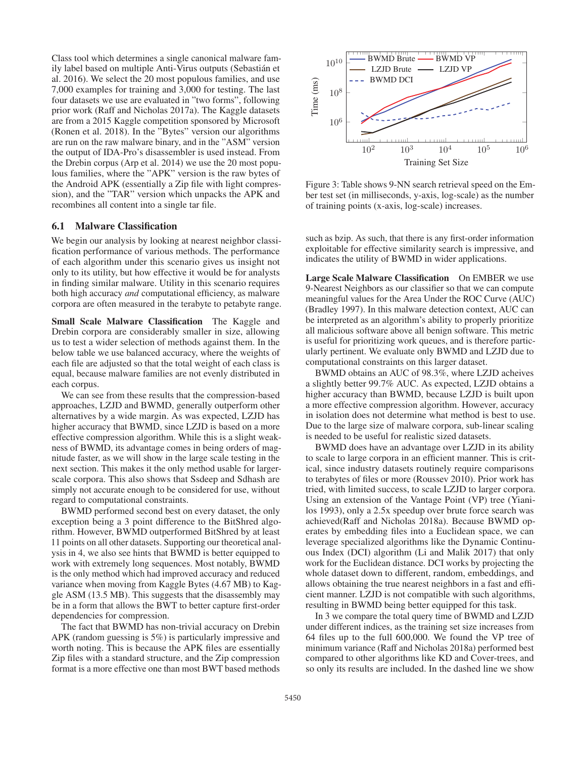Class tool which determines a single canonical malware family label based on multiple Anti-Virus outputs (Sebastián et al. 2016). We select the 20 most populous families, and use 7,000 examples for training and 3,000 for testing. The last four datasets we use are evaluated in "two forms", following prior work (Raff and Nicholas 2017a). The Kaggle datasets are from a 2015 Kaggle competition sponsored by Microsoft (Ronen et al. 2018). In the "Bytes" version our algorithms are run on the raw malware binary, and in the "ASM" version the output of IDA-Pro's disassembler is used instead. From the Drebin corpus (Arp et al. 2014) we use the 20 most populous families, where the "APK" version is the raw bytes of the Android APK (essentially a Zip file with light compression), and the "TAR" version which unpacks the APK and recombines all content into a single tar file.

### 6.1 Malware Classification

We begin our analysis by looking at nearest neighbor classification performance of various methods. The performance of each algorithm under this scenario gives us insight not only to its utility, but how effective it would be for analysts in finding similar malware. Utility in this scenario requires both high accuracy *and* computational efficiency, as malware corpora are often measured in the terabyte to petabyte range.

**Small Scale Malware Classification** The Kaggle and Drebin corpora are considerably smaller in size, allowing us to test a wider selection of methods against them. In the below table we use balanced accuracy, where the weights of each file are adjusted so that the total weight of each class is equal, because malware families are not evenly distributed in each corpus.

We can see from these results that the compression-based approaches, LZJD and BWMD, generally outperform other alternatives by a wide margin. As was expected, LZJD has higher accuracy that BWMD, since LZJD is based on a more effective compression algorithm. While this is a slight weakness of BWMD, its advantage comes in being orders of magnitude faster, as we will show in the large scale testing in the next section. This makes it the only method usable for larger-scale corpora. This also shows that Ssdeep and Sdhash are simply not accurate enough to be considered for use, without regard to computational constraints.

BWMD performed second best on every dataset, the only exception being a 3 point difference to the BitShred algorithm. However, BWMD outperformed BitShred by at least 11 points on all other datasets. Supporting our theoretical analysis in 4, we also see hints that BWMD is better equipped to work with extremely long sequences. Most notably, BWMD is the only method which had improved accuracy and reduced variance when moving from Kaggle Bytes (4.67 MB) to Kaggle ASM (13.5 MB). This suggests that the disassembly may be in a form that allows the BWT to better capture first-order dependencies for compression.

The fact that BWMD has non-trivial accuracy on Drebin APK (random guessing is 5%) is particularly impressive and worth noting. This is because the APK files are essentially Zip files with a standard structure, and the Zip compression format is a more effective one than most BWT based methods such as bzip. As such, that there is any first-order information exploitable for effective similarity search is impressive, and indicates the utility of BWMD in wider applications.

Figure 3: Table shows 9-NN search retrieval speed on the Ember test set (in milliseconds, y-axis, log-scale) as the number of training points (x-axis, log-scale) increases.

**Large Scale Malware Classification** On EMBER we use 9-Nearest Neighbors as our classifier so that we can compute meaningful values for the Area Under the ROC Curve (AUC) (Bradley 1997). In this malware detection context, AUC can be interpreted as an algorithm's ability to properly prioritize all malicious software above all benign software. This metric is useful for prioritizing work queues, and is therefore particularly pertinent. We evaluate only BWMD and LZJD due to computational constraints on this larger dataset.

BWMD obtains an AUC of 98.3%, where LZJD acheives a slightly better 99.7% AUC. As expected, LZJD obtains a higher accuracy than BWMD, because LZJD is built upon a more effective compression algorithm. However, accuracy in isolation does not determine what method is best to use. Due to the large size of malware corpora, sub-linear scaling is needed to be useful for realistic sized datasets.

BWMD does have an advantage over LZJD in its ability to scale to large corpora in an efficient manner. This is critical, since industry datasets routinely require comparisons to terabytes of files or more (Roussev 2010). Prior work has tried, with limited success, to scale LZJD to larger corpora. Using an extension of the Vantage Point (VP) tree (Yianilos 1993), only a 2.5x speedup over brute force search was achieved(Raff and Nicholas 2018a). Because BWMD operates by embedding files into a Euclidean space, we can leverage specialized algorithms like the Dynamic Continuous Index (DCI) algorithm (Li and Malik 2017) that only work for the Euclidean distance. DCI works by projecting the whole dataset down to different, random, embeddings, and allows obtaining the true nearest neighbors in a fast and efficient manner. LZJD is not compatible with such algorithms, resulting in BWMD being better equipped for this task.

In 3 we compare the total query time of BWMD and LZJD under different indices, as the training set size increases from 64 files up to the full 600,000. We found the VP tree of minimum variance (Raff and Nicholas 2018a) performed best compared to other algorithms like KD and Cover-trees, and so only its results are included. In the dashed line we show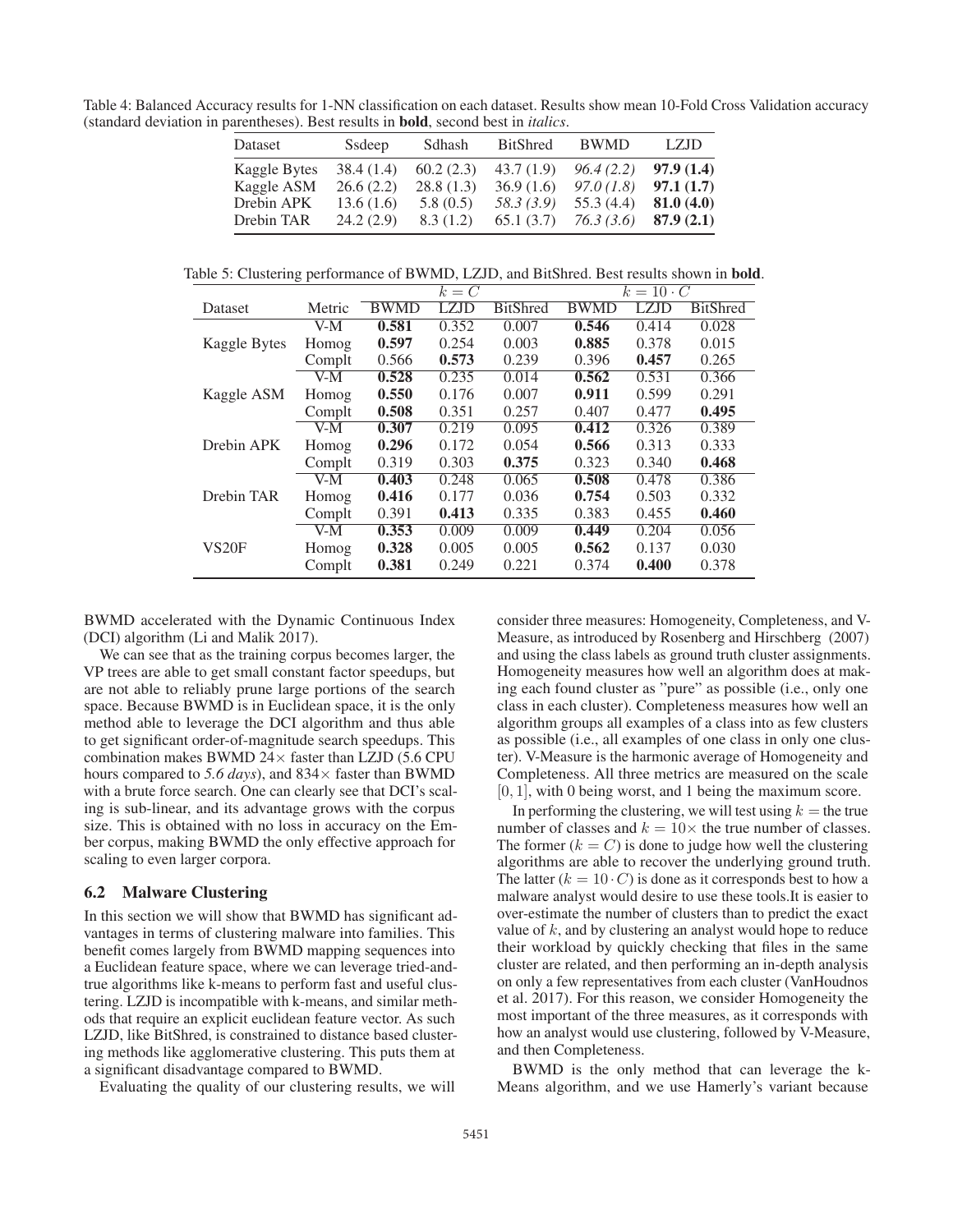Table 4: Balanced Accuracy results for 1-NN classification on each dataset. Results show mean 10-Fold Cross Validation accuracy (standard deviation in parentheses). Best results in **bold**, second best in *italics*.

| Dataset | Ssdeep | Sdhash | BitShred | BWMD | LZJD |
|---|---|---|---|---|---|
| Kaggle Bytes | 38.4 (1.4) | 60.2 (2.3) | 43.7 (1.9) | *96.4 (2.2)* | **97.9 (1.4)** |
| Kaggle ASM | 26.6 (2.2) | 28.8 (1.3) | 36.9 (1.6) | *97.0 (1.8)* | **97.1 (1.7)** |
| Drebin APK | 13.6 (1.6) | 5.8 (0.5) | *58.3 (3.9)* | 55.3 (4.4) | **81.0 (4.0)** |
| Drebin TAR | 24.2 (2.9) | 8.3 (1.2) | 65.1 (3.7) | *76.3 (3.6)* | **87.9 (2.1)** |

Table 5: Clustering performance of BWMD, LZJD, and BitShred. Best results shown in **bold**.

| | | $k = C$ | | | $k = 10 \cdot C$ | | |
|---|---|---|---|---|---|---|---|
| Dataset | Metric | BWMD | LZJD | BitShred | BWMD | LZJD | BitShred |
| Kaggle Bytes | V-M | **0.581** | 0.352 | 0.007 | **0.546** | 0.414 | 0.028 |
| | Homog | **0.597** | 0.254 | 0.003 | **0.885** | 0.378 | 0.015 |
| | Complt | 0.566 | **0.573** | 0.239 | 0.396 | **0.457** | 0.265 |
| Kaggle ASM | V-M | **0.528** | 0.235 | 0.014 | **0.562** | 0.531 | 0.366 |
| | Homog | **0.550** | 0.176 | 0.007 | **0.911** | 0.599 | 0.291 |
| | Complt | **0.508** | 0.351 | 0.257 | 0.407 | 0.477 | **0.495** |
| Drebin APK | V-M | **0.307** | 0.219 | 0.095 | **0.412** | 0.326 | 0.389 |
| | Homog | **0.296** | 0.172 | 0.054 | **0.566** | 0.313 | 0.333 |
| | Complt | 0.319 | 0.303 | **0.375** | 0.323 | 0.340 | **0.468** |
| Drebin TAR | V-M | **0.403** | 0.248 | 0.065 | **0.508** | 0.478 | 0.386 |
| | Homog | **0.416** | 0.177 | 0.036 | **0.754** | 0.503 | 0.332 |
| | Complt | 0.391 | **0.413** | 0.335 | 0.383 | 0.455 | **0.460** |
| VS20F | V-M | **0.353** | 0.009 | 0.009 | **0.449** | 0.204 | 0.056 |
| | Homog | **0.328** | 0.005 | 0.005 | **0.562** | 0.137 | 0.030 |
| | Complt | **0.381** | 0.249 | 0.221 | 0.374 | **0.400** | 0.378 |

BWMD accelerated with the Dynamic Continuous Index (DCI) algorithm (Li and Malik 2017).

We can see that as the training corpus becomes larger, the VP trees are able to get small constant factor speedups, but are not able to reliably prune large portions of the search space. Because BWMD is in Euclidean space, it is the only method able to leverage the DCI algorithm and thus able to get significant order-of-magnitude search speedups. This combination makes BWMD 24× faster than LZJD (5.6 CPU hours compared to *5.6 days*), and 834× faster than BWMD with a brute force search. One can clearly see that DCI's scaling is sub-linear, and its advantage grows with the corpus size. This is obtained with no loss in accuracy on the Ember corpus, making BWMD the only effective approach for scaling to even larger corpora.

### 6.2 Malware Clustering

In this section we will show that BWMD has significant advantages in terms of clustering malware into families. This benefit comes largely from BWMD mapping sequences into a Euclidean feature space, where we can leverage tried-and-true algorithms like k-means to perform fast and useful clustering. LZJD is incompatible with k-means, and similar methods that require an explicit euclidean feature vector. As such LZJD, like BitShred, is constrained to distance based clustering methods like agglomerative clustering. This puts them at a significant disadvantage compared to BWMD.

Evaluating the quality of our clustering results, we will consider three measures: Homogeneity, Completeness, and V-Measure, as introduced by Rosenberg and Hirschberg (2007) and using the class labels as ground truth cluster assignments. Homogeneity measures how well an algorithm does at making each found cluster as "pure" as possible (i.e., only one class in each cluster). Completeness measures how well an algorithm groups all examples of a class into as few clusters as possible (i.e., all examples of one class in only one cluster). V-Measure is the harmonic average of Homogeneity and Completeness. All three metrics are measured on the scale $[0, 1]$, with 0 being worst, and 1 being the maximum score.

In performing the clustering, we will test using $k =$ the true number of classes and $k = 10\times$ the true number of classes. The former ($k = C$) is done to judge how well the clustering algorithms are able to recover the underlying ground truth. The latter ($k = 10 \cdot C$) is done as it corresponds best to how a malware analyst would desire to use these tools.It is easier to over-estimate the number of clusters than to predict the exact value of $k$, and by clustering an analyst would hope to reduce their workload by quickly checking that files in the same cluster are related, and then performing an in-depth analysis on only a few representatives from each cluster (VanHoudnos et al. 2017). For this reason, we consider Homogeneity the most important of the three measures, as it corresponds with how an analyst would use clustering, followed by V-Measure, and then Completeness.

BWMD is the only method that can leverage the k-Means algorithm, and we use Hamerly's variant because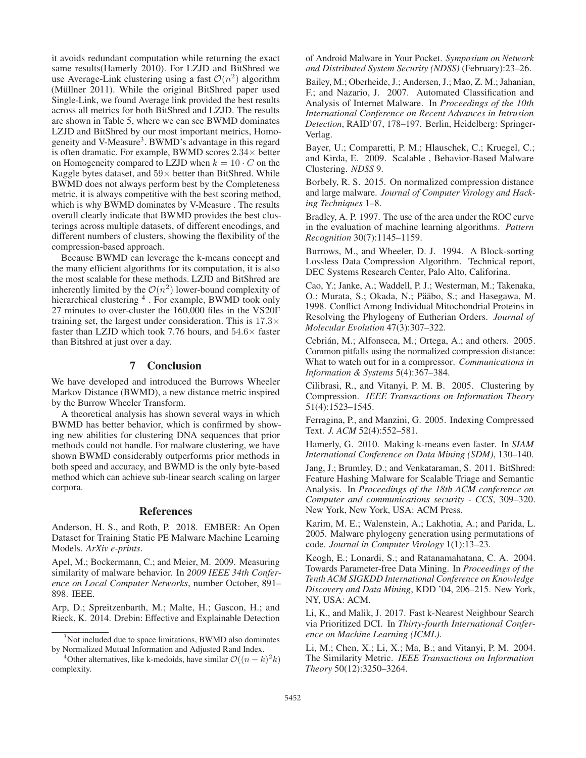it avoids redundant computation while returning the exact same results(Hamerly 2010). For LZJD and BitShred we use Average-Link clustering using a fast $\mathcal{O}(n^2)$ algorithm (Müllner 2011). While the original BitShred paper used Single-Link, we found Average link provided the best results across all metrics for both BitShred and LZJD. The results are shown in Table 5, where we can see BWMD dominates LZJD and BitShred by our most important metrics, Homogeneity and V-Measure[3]. BWMD's advantage in this regard is often dramatic. For example, BWMD scores $2.34\times$ better on Homogeneity compared to LZJD when $k = 10 \cdot C$ on the Kaggle bytes dataset, and $59\times$ better than BitShred. While BWMD does not always perform best by the Completeness metric, it is always competitive with the best scoring method, which is why BWMD dominates by V-Measure . The results overall clearly indicate that BWMD provides the best clusterings across multiple datasets, of different encodings, and different numbers of clusters, showing the flexibility of the compression-based approach.

Because BWMD can leverage the k-means concept and the many efficient algorithms for its computation, it is also the most scalable for these methods. LZJD and BitShred are inherently limited by the $\mathcal{O}(n^2)$ lower-bound complexity of hierarchical clustering [4] . For example, BWMD took only 27 minutes to over-cluster the 160,000 files in the VS20F training set, the largest under consideration. This is $17.3\times$ faster than LZJD which took 7.76 hours, and $54.6\times$ faster than Bitshred at just over a day.

## 7 Conclusion

We have developed and introduced the Burrows Wheeler Markov Distance (BWMD), a new distance metric inspired by the Burrow Wheeler Transform.

A theoretical analysis has shown several ways in which BWMD has better behavior, which is confirmed by showing new abilities for clustering DNA sequences that prior methods could not handle. For malware clustering, we have shown BWMD considerably outperforms prior methods in both speed and accuracy, and BWMD is the only byte-based method which can achieve sub-linear search scaling on larger corpora.

[3] Not included due to space limitations, BWMD also dominates by Normalized Mutual Information and Adjusted Rand Index.

[4] Other alternatives, like k-medoids, have similar $\mathcal{O}((n-k)^2 k)$ complexity.

## References

Anderson, H. S., and Roth, P. 2018. EMBER: An Open Dataset for Training Static PE Malware Machine Learning Models. *ArXiv e-prints*.

Apel, M.; Bockermann, C.; and Meier, M. 2009. Measuring similarity of malware behavior. In *2009 IEEE 34th Conference on Local Computer Networks*, number October, 891–898. IEEE.

Arp, D.; Spreitzenbarth, M.; Malte, H.; Gascon, H.; and Rieck, K. 2014. Drebin: Effective and Explainable Detection of Android Malware in Your Pocket. *Symposium on Network and Distributed System Security (NDSS)* (February):23–26.

Bailey, M.; Oberheide, J.; Andersen, J.; Mao, Z. M.; Jahanian, F.; and Nazario, J. 2007. Automated Classification and Analysis of Internet Malware. In *Proceedings of the 10th International Conference on Recent Advances in Intrusion Detection*, RAID'07, 178–197. Berlin, Heidelberg: Springer-Verlag.

Bayer, U.; Comparetti, P. M.; Hlauschek, C.; Kruegel, C.; and Kirda, E. 2009. Scalable , Behavior-Based Malware Clustering. *NDSS* 9.

Borbely, R. S. 2015. On normalized compression distance and large malware. *Journal of Computer Virology and Hacking Techniques* 1–8.

Bradley, A. P. 1997. The use of the area under the ROC curve in the evaluation of machine learning algorithms. *Pattern Recognition* 30(7):1145–1159.

Burrows, M., and Wheeler, D. J. 1994. A Block-sorting Lossless Data Compression Algorithm. Technical report, DEC Systems Research Center, Palo Alto, Califorina.

Cao, Y.; Janke, A.; Waddell, P. J.; Westerman, M.; Takenaka, O.; Murata, S.; Okada, N.; Pääbo, S.; and Hasegawa, M. 1998. Conflict Among Individual Mitochondrial Proteins in Resolving the Phylogeny of Eutherian Orders. *Journal of Molecular Evolution* 47(3):307–322.

Cebrián, M.; Alfonseca, M.; Ortega, A.; and others. 2005. Common pitfalls using the normalized compression distance: What to watch out for in a compressor. *Communications in Information & Systems* 5(4):367–384.

Cilibrasi, R., and Vitanyi, P. M. B. 2005. Clustering by Compression. *IEEE Transactions on Information Theory* 51(4):1523–1545.

Ferragina, P., and Manzini, G. 2005. Indexing Compressed Text. *J. ACM* 52(4):552–581.

Hamerly, G. 2010. Making k-means even faster. In *SIAM International Conference on Data Mining (SDM)*, 130–140.

Jang, J.; Brumley, D.; and Venkataraman, S. 2011. BitShred: Feature Hashing Malware for Scalable Triage and Semantic Analysis. In *Proceedings of the 18th ACM conference on Computer and communications security - CCS*, 309–320. New York, New York, USA: ACM Press.

Karim, M. E.; Walenstein, A.; Lakhotia, A.; and Parida, L. 2005. Malware phylogeny generation using permutations of code. *Journal in Computer Virology* 1(1):13–23.

Keogh, E.; Lonardi, S.; and Ratanamahatana, C. A. 2004. Towards Parameter-free Data Mining. In *Proceedings of the Tenth ACM SIGKDD International Conference on Knowledge Discovery and Data Mining*, KDD '04, 206–215. New York, NY, USA: ACM.

Li, K., and Malik, J. 2017. Fast k-Nearest Neighbour Search via Prioritized DCI. In *Thirty-fourth International Conference on Machine Learning (ICML)*.

Li, M.; Chen, X.; Li, X.; Ma, B.; and Vitanyi, P. M. 2004. The Similarity Metric. *IEEE Transactions on Information Theory* 50(12):3250–3264.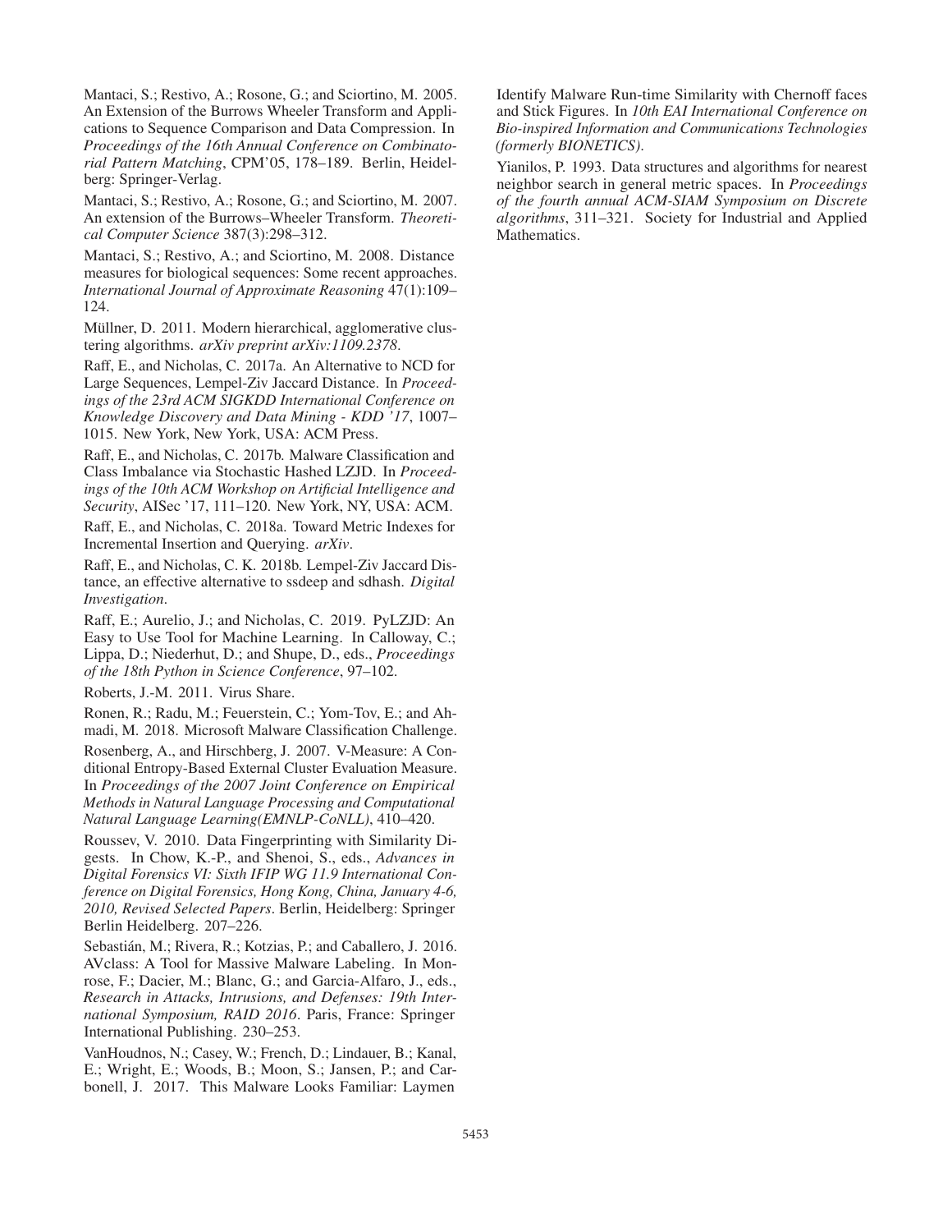Mantaci, S.; Restivo, A.; Rosone, G.; and Sciortino, M. 2005. An Extension of the Burrows Wheeler Transform and Applications to Sequence Comparison and Data Compression. In *Proceedings of the 16th Annual Conference on Combinatorial Pattern Matching*, CPM'05, 178–189. Berlin, Heidelberg: Springer-Verlag.

Mantaci, S.; Restivo, A.; Rosone, G.; and Sciortino, M. 2007. An extension of the Burrows–Wheeler Transform. *Theoretical Computer Science* 387(3):298–312.

Mantaci, S.; Restivo, A.; and Sciortino, M. 2008. Distance measures for biological sequences: Some recent approaches. *International Journal of Approximate Reasoning* 47(1):109–124.

Müllner, D. 2011. Modern hierarchical, agglomerative clustering algorithms. *arXiv preprint arXiv:1109.2378*.

Raff, E., and Nicholas, C. 2017a. An Alternative to NCD for Large Sequences, Lempel-Ziv Jaccard Distance. In *Proceedings of the 23rd ACM SIGKDD International Conference on Knowledge Discovery and Data Mining - KDD '17*, 1007–1015. New York, New York, USA: ACM Press.

Raff, E., and Nicholas, C. 2017b. Malware Classification and Class Imbalance via Stochastic Hashed LZJD. In *Proceedings of the 10th ACM Workshop on Artificial Intelligence and Security*, AISec '17, 111–120. New York, NY, USA: ACM.

Raff, E., and Nicholas, C. 2018a. Toward Metric Indexes for Incremental Insertion and Querying. *arXiv*.

Raff, E., and Nicholas, C. K. 2018b. Lempel-Ziv Jaccard Distance, an effective alternative to ssdeep and sdhash. *Digital Investigation*.

Raff, E.; Aurelio, J.; and Nicholas, C. 2019. PyLZJD: An Easy to Use Tool for Machine Learning. In Calloway, C.; Lippa, D.; Niederhut, D.; and Shupe, D., eds., *Proceedings of the 18th Python in Science Conference*, 97–102.

Roberts, J.-M. 2011. Virus Share.

Ronen, R.; Radu, M.; Feuerstein, C.; Yom-Tov, E.; and Ahmadi, M. 2018. Microsoft Malware Classification Challenge.

Rosenberg, A., and Hirschberg, J. 2007. V-Measure: A Conditional Entropy-Based External Cluster Evaluation Measure. In *Proceedings of the 2007 Joint Conference on Empirical Methods in Natural Language Processing and Computational Natural Language Learning(EMNLP-CoNLL)*, 410–420.

Roussev, V. 2010. Data Fingerprinting with Similarity Digests. In Chow, K.-P., and Shenoi, S., eds., *Advances in Digital Forensics VI: Sixth IFIP WG 11.9 International Conference on Digital Forensics, Hong Kong, China, January 4-6, 2010, Revised Selected Papers*. Berlin, Heidelberg: Springer Berlin Heidelberg. 207–226.

Sebastián, M.; Rivera, R.; Kotzias, P.; and Caballero, J. 2016. AVclass: A Tool for Massive Malware Labeling. In Monrose, F.; Dacier, M.; Blanc, G.; and Garcia-Alfaro, J., eds., *Research in Attacks, Intrusions, and Defenses: 19th International Symposium, RAID 2016*. Paris, France: Springer International Publishing. 230–253.

VanHoudnos, N.; Casey, W.; French, D.; Lindauer, B.; Kanal, E.; Wright, E.; Woods, B.; Moon, S.; Jansen, P.; and Carbonell, J. 2017. This Malware Looks Familiar: Laymen Identify Malware Run-time Similarity with Chernoff faces and Stick Figures. In *10th EAI International Conference on Bio-inspired Information and Communications Technologies (formerly BIONETICS)*.

Yianilos, P. 1993. Data structures and algorithms for nearest neighbor search in general metric spaces. In *Proceedings of the fourth annual ACM-SIAM Symposium on Discrete algorithms*, 311–321. Society for Industrial and Applied Mathematics.